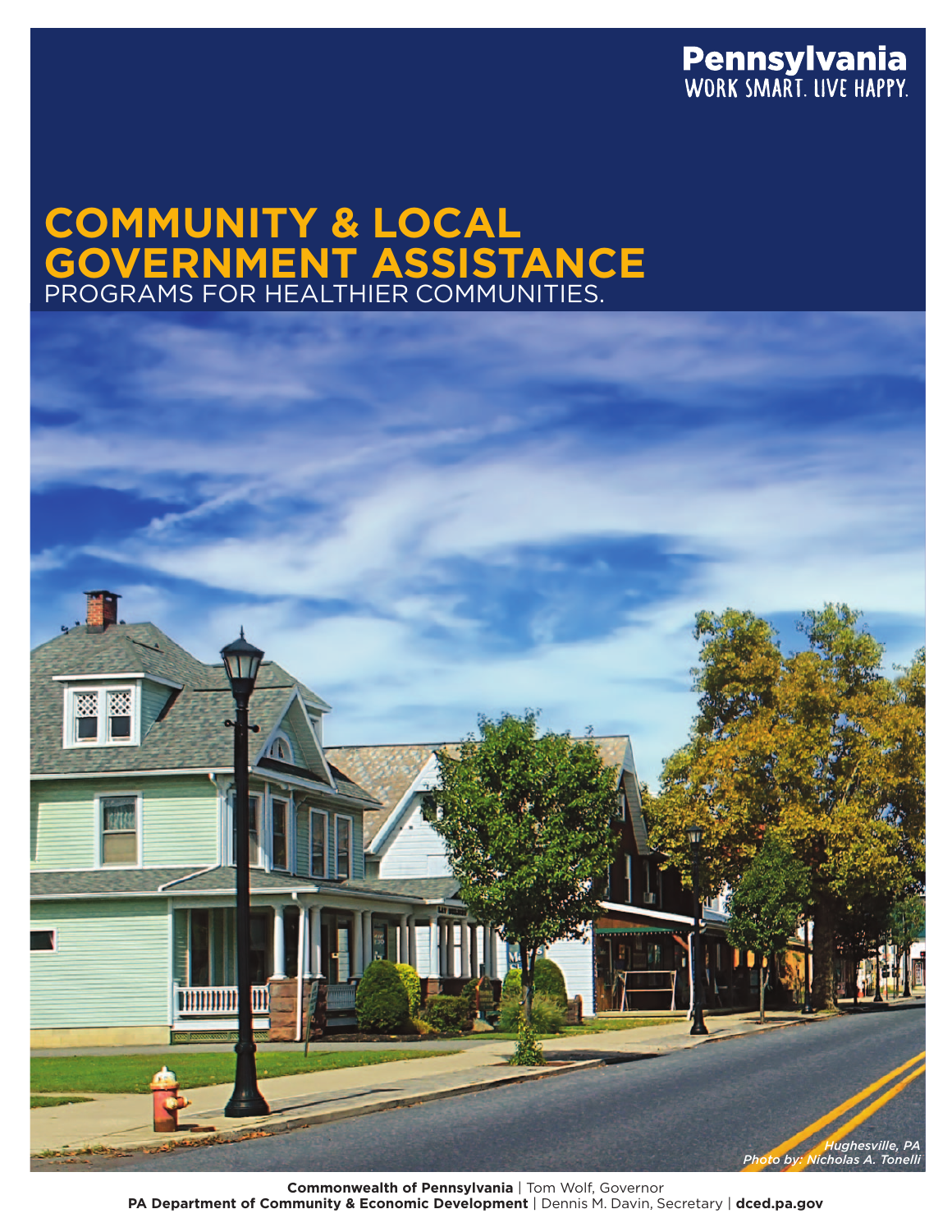**Pennsylvania**
WORK SMART. LIVE HAPPY.

# COMMUNITY & LOCAL GOVERNMENT ASSISTANCE

PROGRAMS FOR HEALTHIER COMMUNITIES.

*Hughesville, PA*
*Photo by: Nicholas A. Tonelli*

**Commonwealth of Pennsylvania** | Tom Wolf, Governor
**PA Department of Community & Economic Development** | Dennis M. Davin, Secretary | **dced.pa.gov**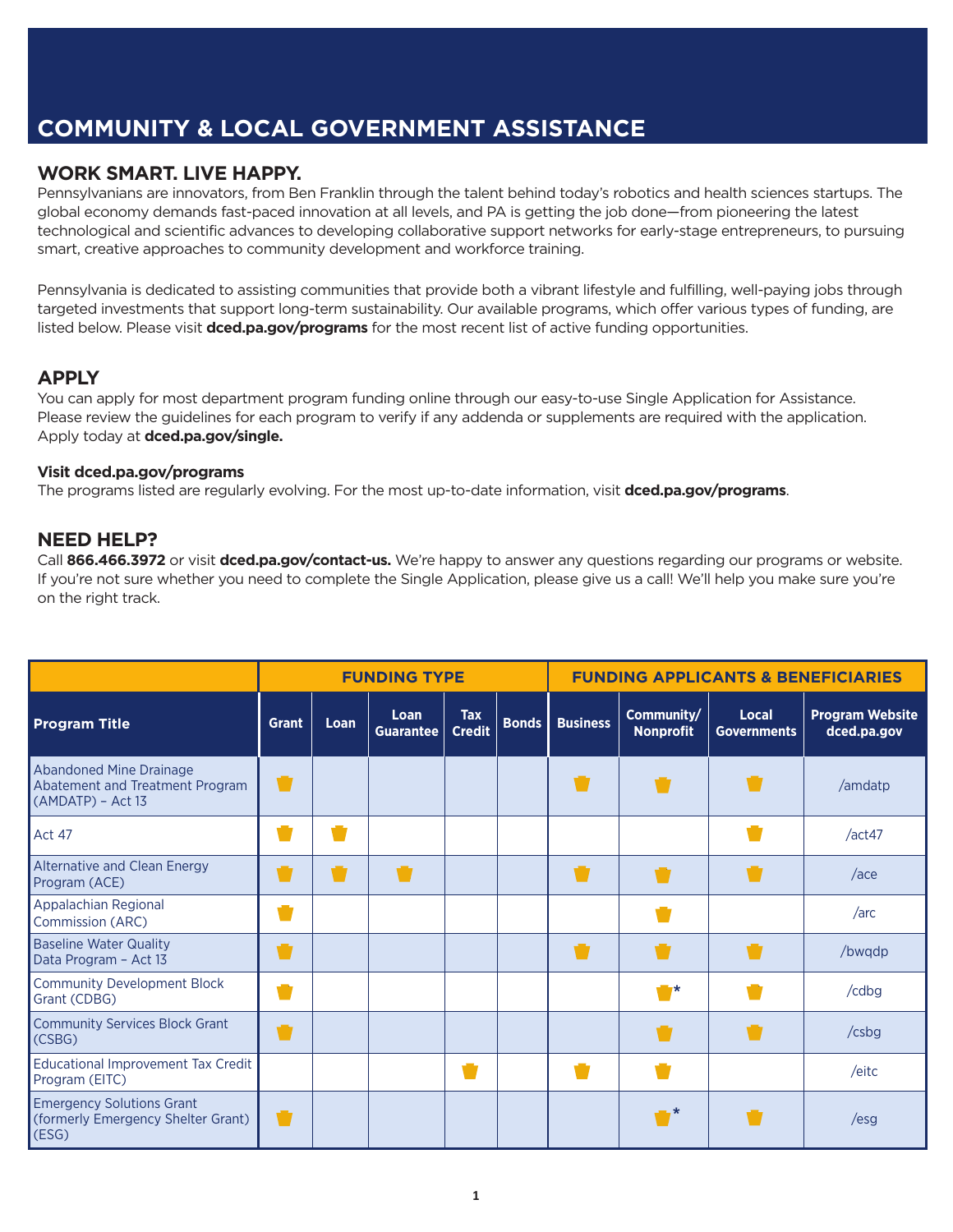# COMMUNITY & LOCAL GOVERNMENT ASSISTANCE

## WORK SMART. LIVE HAPPY.

Pennsylvanians are innovators, from Ben Franklin through the talent behind today's robotics and health sciences startups. The global economy demands fast-paced innovation at all levels, and PA is getting the job done—from pioneering the latest technological and scientific advances to developing collaborative support networks for early-stage entrepreneurs, to pursuing smart, creative approaches to community development and workforce training.

Pennsylvania is dedicated to assisting communities that provide both a vibrant lifestyle and fulfilling, well-paying jobs through targeted investments that support long-term sustainability. Our available programs, which offer various types of funding, are listed below. Please visit **dced.pa.gov/programs** for the most recent list of active funding opportunities.

## APPLY

You can apply for most department program funding online through our easy-to-use Single Application for Assistance. Please review the guidelines for each program to verify if any addenda or supplements are required with the application. Apply today at **dced.pa.gov/single.**

**Visit dced.pa.gov/programs**

The programs listed are regularly evolving. For the most up-to-date information, visit **dced.pa.gov/programs**.

## NEED HELP?

Call **866.466.3972** or visit **dced.pa.gov/contact-us.** We're happy to answer any questions regarding our programs or website. If you're not sure whether you need to complete the Single Application, please give us a call! We'll help you make sure you're on the right track.

| | FUNDING TYPE | | | | | FUNDING APPLICANTS & BENEFICIARIES | | | |
|---|---|---|---|---|---|---|---|---|---|
| **Program Title** | **Grant** | **Loan** | **Loan Guarantee** | **Tax Credit** | **Bonds** | **Business** | **Community/ Nonprofit** | **Local Governments** | **Program Website dced.pa.gov** |
| Abandoned Mine Drainage Abatement and Treatment Program (AMDATP) – Act 13 | ● | | | | | ● | ● | ● | /amdatp |
| Act 47 | ● | ● | | | | | | ● | /act47 |
| Alternative and Clean Energy Program (ACE) | ● | ● | ● | | | ● | ● | ● | /ace |
| Appalachian Regional Commission (ARC) | ● | | | | | | ● | | /arc |
| Baseline Water Quality Data Program – Act 13 | ● | | | | | ● | ● | ● | /bwqdp |
| Community Development Block Grant (CDBG) | ● | | | | | | ●* | ● | /cdbg |
| Community Services Block Grant (CSBG) | ● | | | | | | ● | ● | /csbg |
| Educational Improvement Tax Credit Program (EITC) | | | | ● | | ● | ● | | /eitc |
| Emergency Solutions Grant (formerly Emergency Shelter Grant) (ESG) | ● | | | | | | ●* | ● | /esg |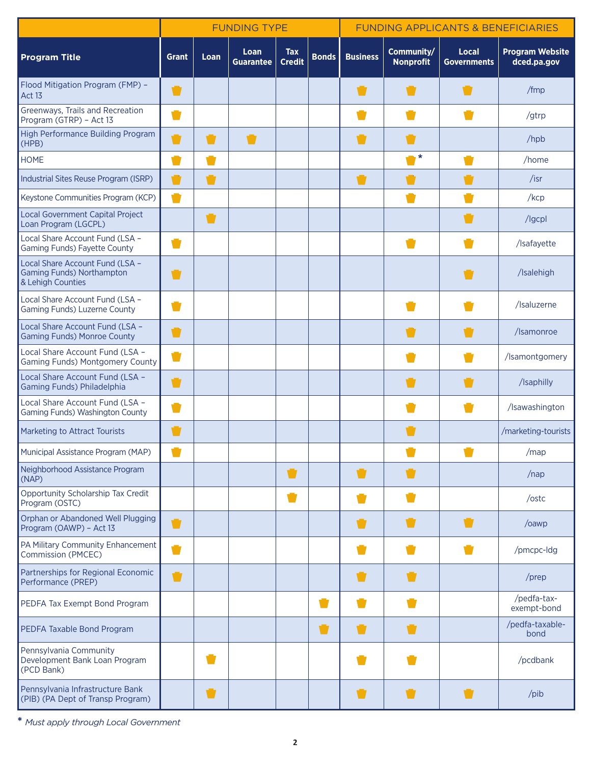| Program Title | FUNDING TYPE | | | | | FUNDING APPLICANTS & BENEFICIARIES | | | |
|---|---|---|---|---|---|---|---|---|---|
| | Grant | Loan | Loan Guarantee | Tax Credit | Bonds | Business | Community/ Nonprofit | Local Governments | Program Website dced.pa.gov |
| Flood Mitigation Program (FMP) – Act 13 | ✓ | | | | | ✓ | ✓ | ✓ | /fmp |
| Greenways, Trails and Recreation Program (GTRP) – Act 13 | ✓ | | | | | ✓ | ✓ | ✓ | /gtrp |
| High Performance Building Program (HPB) | ✓ | ✓ | ✓ | | | ✓ | ✓ | | /hpb |
| HOME | ✓ | ✓ | | | | | ✓* | ✓ | /home |
| Industrial Sites Reuse Program (ISRP) | ✓ | ✓ | | | | ✓ | ✓ | ✓ | /isr |
| Keystone Communities Program (KCP) | ✓ | | | | | | ✓ | ✓ | /kcp |
| Local Government Capital Project Loan Program (LGCPL) | | ✓ | | | | | | ✓ | /lgcpl |
| Local Share Account Fund (LSA – Gaming Funds) Fayette County | ✓ | | | | | | ✓ | ✓ | /lsafayette |
| Local Share Account Fund (LSA – Gaming Funds) Northampton & Lehigh Counties | ✓ | | | | | | | ✓ | /lsalehigh |
| Local Share Account Fund (LSA – Gaming Funds) Luzerne County | ✓ | | | | | | ✓ | ✓ | /lsaluzerne |
| Local Share Account Fund (LSA – Gaming Funds) Monroe County | ✓ | | | | | | ✓ | ✓ | /lsamonroe |
| Local Share Account Fund (LSA – Gaming Funds) Montgomery County | ✓ | | | | | | ✓ | ✓ | /lsamontgomery |
| Local Share Account Fund (LSA – Gaming Funds) Philadelphia | ✓ | | | | | | ✓ | ✓ | /lsaphilly |
| Local Share Account Fund (LSA – Gaming Funds) Washington County | ✓ | | | | | | ✓ | ✓ | /lsawashington |
| Marketing to Attract Tourists | ✓ | | | | | | ✓ | | /marketing-tourists |
| Municipal Assistance Program (MAP) | ✓ | | | | | | ✓ | ✓ | /map |
| Neighborhood Assistance Program (NAP) | | | | ✓ | | ✓ | ✓ | | /nap |
| Opportunity Scholarship Tax Credit Program (OSTC) | | | | ✓ | | ✓ | ✓ | | /ostc |
| Orphan or Abandoned Well Plugging Program (OAWP) – Act 13 | ✓ | | | | | ✓ | ✓ | ✓ | /oawp |
| PA Military Community Enhancement Commission (PMCEC) | ✓ | | | | | ✓ | ✓ | ✓ | /pmcpc-ldg |
| Partnerships for Regional Economic Performance (PREP) | ✓ | | | | | ✓ | ✓ | | /prep |
| PEDFA Tax Exempt Bond Program | | | | | ✓ | ✓ | ✓ | | /pedfa-tax-exempt-bond |
| PEDFA Taxable Bond Program | | | | | ✓ | ✓ | ✓ | | /pedfa-taxable-bond |
| Pennsylvania Community Development Bank Loan Program (PCD Bank) | | ✓ | | | | ✓ | ✓ | | /pcdbank |
| Pennsylvania Infrastructure Bank (PIB) (PA Dept of Transp Program) | | ✓ | | | | ✓ | ✓ | ✓ | /pib |

\* *Must apply through Local Government*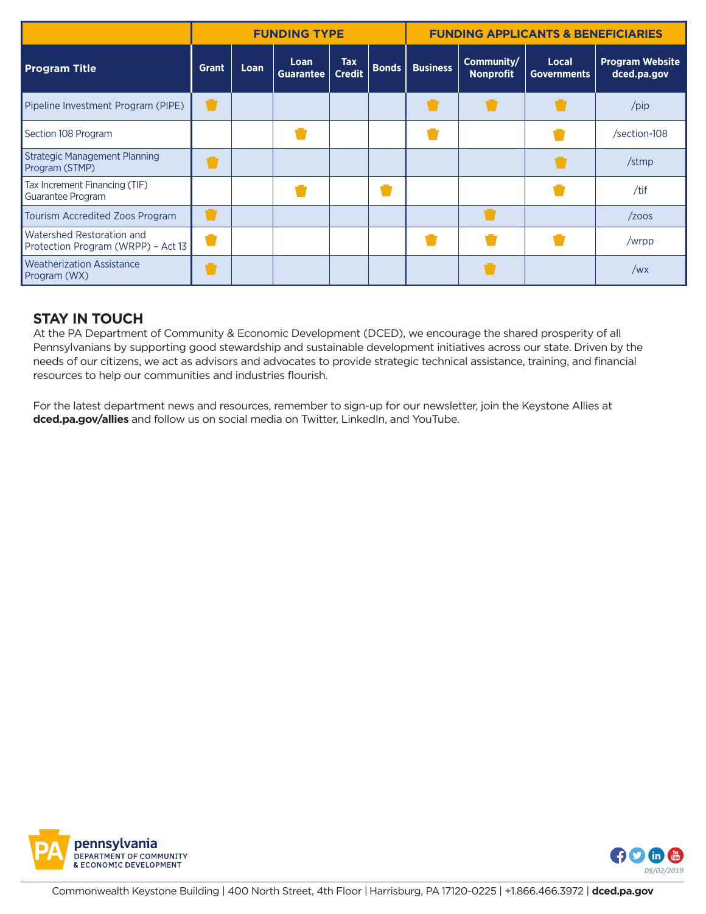| Program Title | FUNDING TYPE | | | | | FUNDING APPLICANTS & BENEFICIARIES | | | |
|---|---|---|---|---|---|---|---|---|---|
| | Grant | Loan | Loan Guarantee | Tax Credit | Bonds | Business | Community/ Nonprofit | Local Governments | Program Website dced.pa.gov |
| Pipeline Investment Program (PIPE) | ● | | | | | ● | ● | ● | /pip |
| Section 108 Program | | | ● | | | ● | | ● | /section-108 |
| Strategic Management Planning Program (STMP) | ● | | | | | | | ● | /stmp |
| Tax Increment Financing (TIF) Guarantee Program | | | ● | | ● | | | ● | /tif |
| Tourism Accredited Zoos Program | ● | | | | | | ● | | /zoos |
| Watershed Restoration and Protection Program (WRPP) – Act 13 | ● | | | | | ● | ● | ● | /wrpp |
| Weatherization Assistance Program (WX) | ● | | | | | | ● | | /wx |

## STAY IN TOUCH

At the PA Department of Community & Economic Development (DCED), we encourage the shared prosperity of all Pennsylvanians by supporting good stewardship and sustainable development initiatives across our state. Driven by the needs of our citizens, we act as advisors and advocates to provide strategic technical assistance, training, and financial resources to help our communities and industries flourish.

For the latest department news and resources, remember to sign-up for our newsletter, join the Keystone Allies at **dced.pa.gov/allies** and follow us on social media on Twitter, LinkedIn, and YouTube.

pennsylvania
DEPARTMENT OF COMMUNITY & ECONOMIC DEVELOPMENT

*08/02/2019*

Commonwealth Keystone Building | 400 North Street, 4th Floor | Harrisburg, PA 17120-0225 | +1.866.466.3972 | **dced.pa.gov**